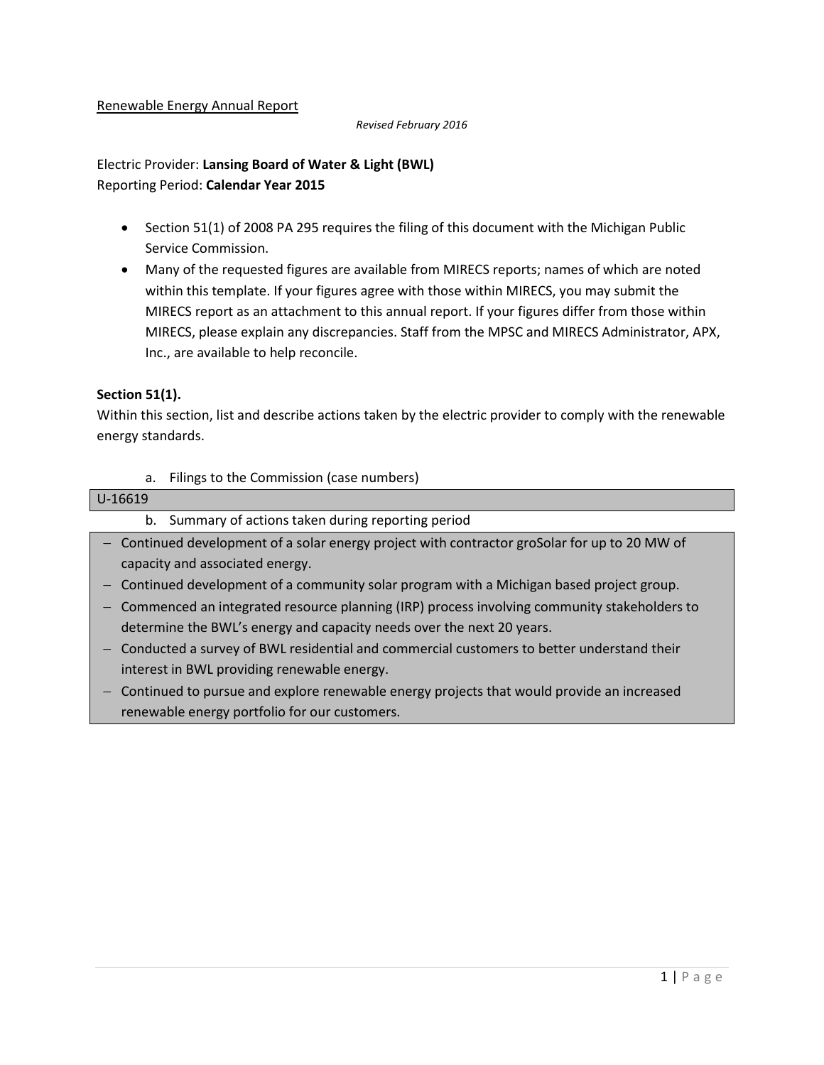Renewable Energy Annual Report

*Revised February 2016*

Electric Provider: **Lansing Board of Water & Light (BWL)**
Reporting Period: **Calendar Year 2015**

- Section 51(1) of 2008 PA 295 requires the filing of this document with the Michigan Public Service Commission.
- Many of the requested figures are available from MIRECS reports; names of which are noted within this template. If your figures agree with those within MIRECS, you may submit the MIRECS report as an attachment to this annual report. If your figures differ from those within MIRECS, please explain any discrepancies. Staff from the MPSC and MIRECS Administrator, APX, Inc., are available to help reconcile.

**Section 51(1).**

Within this section, list and describe actions taken by the electric provider to comply with the renewable energy standards.

a. Filings to the Commission (case numbers)

U-16619

b. Summary of actions taken during reporting period

- Continued development of a solar energy project with contractor groSolar for up to 20 MW of capacity and associated energy.
- Continued development of a community solar program with a Michigan based project group.
- Commenced an integrated resource planning (IRP) process involving community stakeholders to determine the BWL's energy and capacity needs over the next 20 years.
- Conducted a survey of BWL residential and commercial customers to better understand their interest in BWL providing renewable energy.
- Continued to pursue and explore renewable energy projects that would provide an increased renewable energy portfolio for our customers.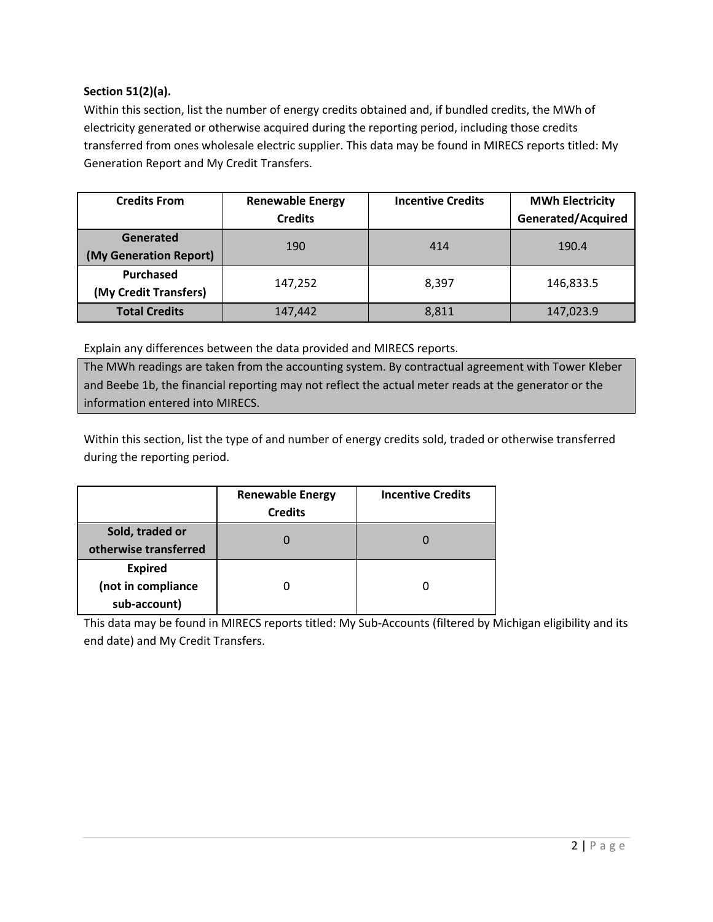**Section 51(2)(a).**

Within this section, list the number of energy credits obtained and, if bundled credits, the MWh of electricity generated or otherwise acquired during the reporting period, including those credits transferred from ones wholesale electric supplier. This data may be found in MIRECS reports titled: My Generation Report and My Credit Transfers.

| Credits From | Renewable Energy Credits | Incentive Credits | MWh Electricity Generated/Acquired |
|---|---|---|---|
| **Generated (My Generation Report)** | 190 | 414 | 190.4 |
| **Purchased (My Credit Transfers)** | 147,252 | 8,397 | 146,833.5 |
| **Total Credits** | 147,442 | 8,811 | 147,023.9 |

Explain any differences between the data provided and MIRECS reports.

The MWh readings are taken from the accounting system. By contractual agreement with Tower Kleber and Beebe 1b, the financial reporting may not reflect the actual meter reads at the generator or the information entered into MIRECS.

Within this section, list the type of and number of energy credits sold, traded or otherwise transferred during the reporting period.

| | Renewable Energy Credits | Incentive Credits |
|---|---|---|
| **Sold, traded or otherwise transferred** | 0 | 0 |
| **Expired (not in compliance sub-account)** | 0 | 0 |

This data may be found in MIRECS reports titled: My Sub-Accounts (filtered by Michigan eligibility and its end date) and My Credit Transfers.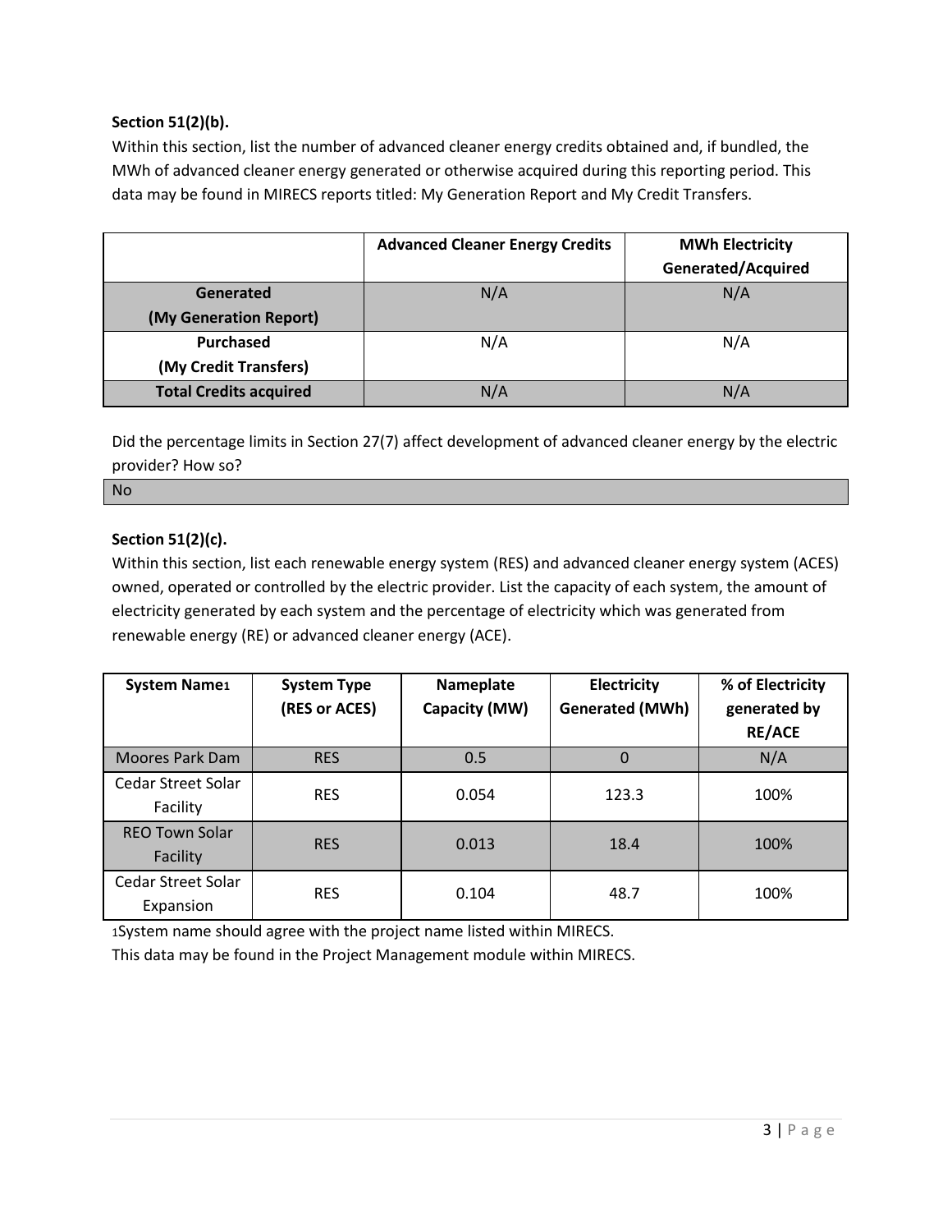**Section 51(2)(b).**

Within this section, list the number of advanced cleaner energy credits obtained and, if bundled, the MWh of advanced cleaner energy generated or otherwise acquired during this reporting period. This data may be found in MIRECS reports titled: My Generation Report and My Credit Transfers.

| | Advanced Cleaner Energy Credits | MWh Electricity Generated/Acquired |
|---|---|---|
| **Generated (My Generation Report)** | N/A | N/A |
| **Purchased (My Credit Transfers)** | N/A | N/A |
| **Total Credits acquired** | N/A | N/A |

Did the percentage limits in Section 27(7) affect development of advanced cleaner energy by the electric provider? How so?

No

**Section 51(2)(c).**

Within this section, list each renewable energy system (RES) and advanced cleaner energy system (ACES) owned, operated or controlled by the electric provider. List the capacity of each system, the amount of electricity generated by each system and the percentage of electricity which was generated from renewable energy (RE) or advanced cleaner energy (ACE).

| System Name[1] | System Type (RES or ACES) | Nameplate Capacity (MW) | Electricity Generated (MWh) | % of Electricity generated by RE/ACE |
|---|---|---|---|---|
| Moores Park Dam | RES | 0.5 | 0 | N/A |
| Cedar Street Solar Facility | RES | 0.054 | 123.3 | 100% |
| REO Town Solar Facility | RES | 0.013 | 18.4 | 100% |
| Cedar Street Solar Expansion | RES | 0.104 | 48.7 | 100% |

[1]System name should agree with the project name listed within MIRECS.

This data may be found in the Project Management module within MIRECS.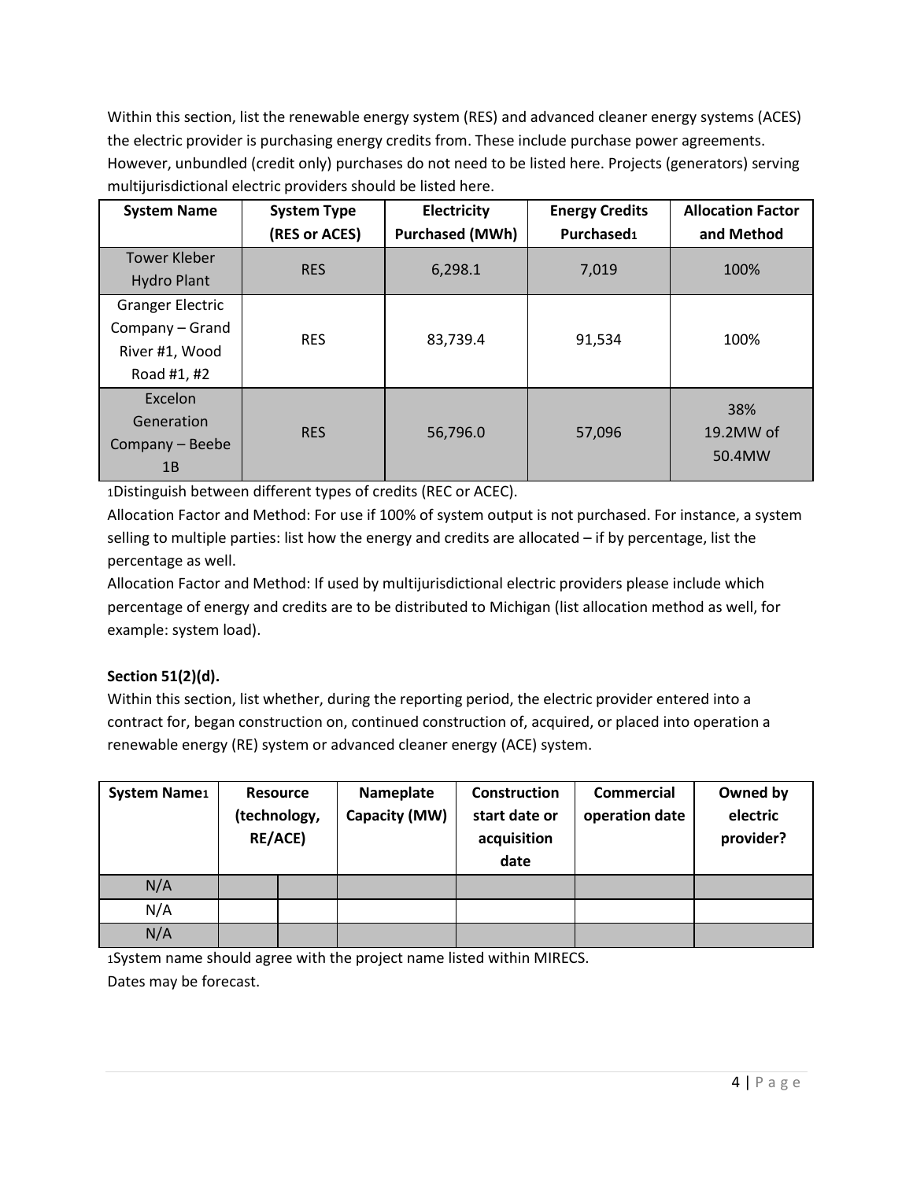Within this section, list the renewable energy system (RES) and advanced cleaner energy systems (ACES) the electric provider is purchasing energy credits from. These include purchase power agreements. However, unbundled (credit only) purchases do not need to be listed here. Projects (generators) serving multijurisdictional electric providers should be listed here.

| System Name | System Type (RES or ACES) | Electricity Purchased (MWh) | Energy Credits Purchased[1] | Allocation Factor and Method |
|---|---|---|---|---|
| Tower Kleber Hydro Plant | RES | 6,298.1 | 7,019 | 100% |
| Granger Electric Company – Grand River #1, Wood Road #1, #2 | RES | 83,739.4 | 91,534 | 100% |
| Excelon Generation Company – Beebe 1B | RES | 56,796.0 | 57,096 | 38% 19.2MW of 50.4MW |

[1]Distinguish between different types of credits (REC or ACEC).

Allocation Factor and Method: For use if 100% of system output is not purchased. For instance, a system selling to multiple parties: list how the energy and credits are allocated – if by percentage, list the percentage as well.

Allocation Factor and Method: If used by multijurisdictional electric providers please include which percentage of energy and credits are to be distributed to Michigan (list allocation method as well, for example: system load).

**Section 51(2)(d).**

Within this section, list whether, during the reporting period, the electric provider entered into a contract for, began construction on, continued construction of, acquired, or placed into operation a renewable energy (RE) system or advanced cleaner energy (ACE) system.

| System Name[1] | Resource (technology, RE/ACE) | | Nameplate Capacity (MW) | Construction start date or acquisition date | Commercial operation date | Owned by electric provider? |
|---|---|---|---|---|---|---|
| N/A | | | | | | |
| N/A | | | | | | |
| N/A | | | | | | |

[1]System name should agree with the project name listed within MIRECS.

Dates may be forecast.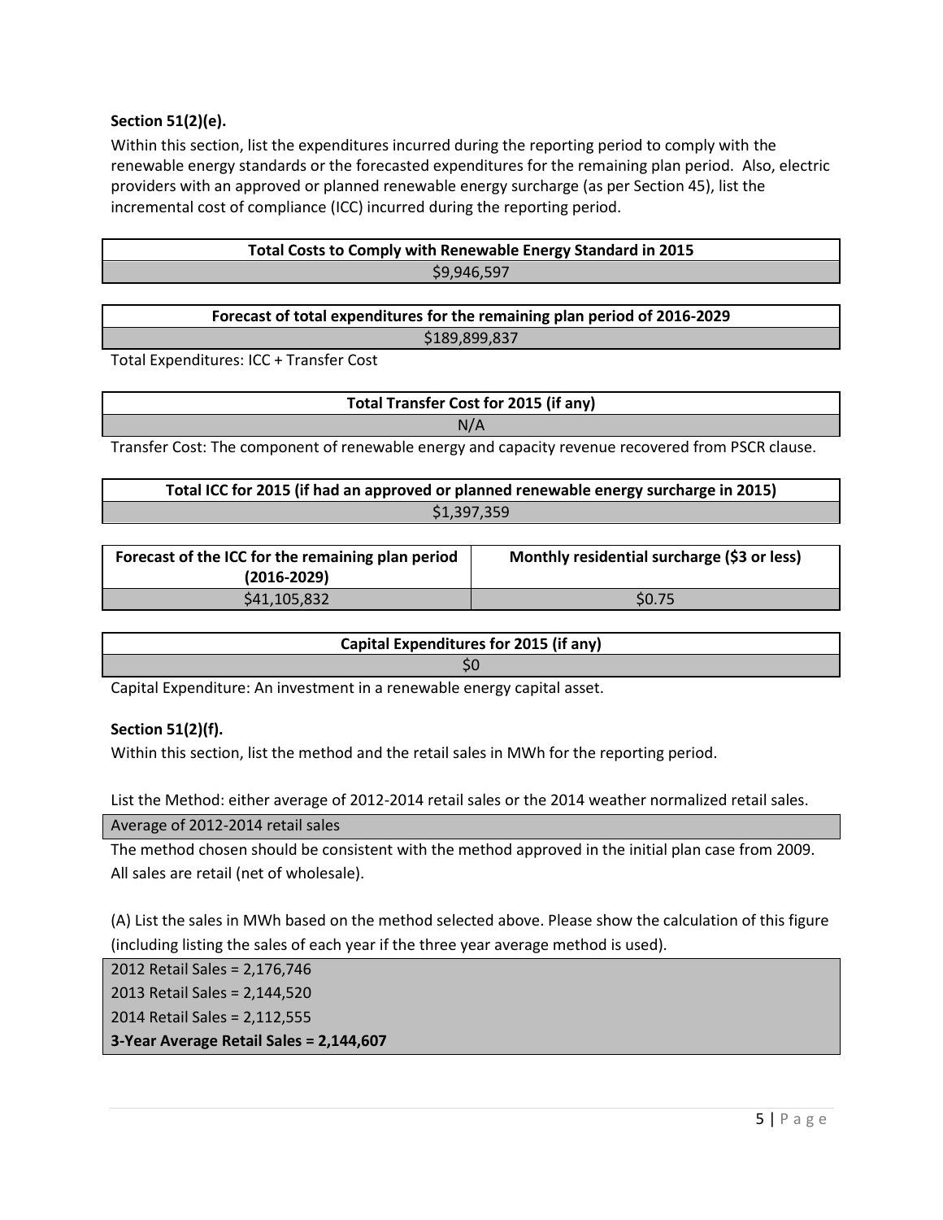**Section 51(2)(e).**

Within this section, list the expenditures incurred during the reporting period to comply with the renewable energy standards or the forecasted expenditures for the remaining plan period. Also, electric providers with an approved or planned renewable energy surcharge (as per Section 45), list the incremental cost of compliance (ICC) incurred during the reporting period.

| Total Costs to Comply with Renewable Energy Standard in 2015 |
|---|
| $9,946,597 |

| Forecast of total expenditures for the remaining plan period of 2016-2029 |
|---|
| $189,899,837 |

Total Expenditures: ICC + Transfer Cost

| Total Transfer Cost for 2015 (if any) |
|---|
| N/A |

Transfer Cost: The component of renewable energy and capacity revenue recovered from PSCR clause.

| Total ICC for 2015 (if had an approved or planned renewable energy surcharge in 2015) |
|---|
| $1,397,359 |

| Forecast of the ICC for the remaining plan period (2016-2029) | Monthly residential surcharge ($3 or less) |
|---|---|
| $41,105,832 | $0.75 |

| Capital Expenditures for 2015 (if any) |
|---|
| $0 |

Capital Expenditure: An investment in a renewable energy capital asset.

**Section 51(2)(f).**

Within this section, list the method and the retail sales in MWh for the reporting period.

List the Method: either average of 2012-2014 retail sales or the 2014 weather normalized retail sales.

| Average of 2012-2014 retail sales |
|---|

The method chosen should be consistent with the method approved in the initial plan case from 2009. All sales are retail (net of wholesale).

(A) List the sales in MWh based on the method selected above. Please show the calculation of this figure (including listing the sales of each year if the three year average method is used).

| 2012 Retail Sales = 2,176,746 |
|---|
| 2013 Retail Sales = 2,144,520 |
| 2014 Retail Sales = 2,112,555 |
| **3-Year Average Retail Sales = 2,144,607** |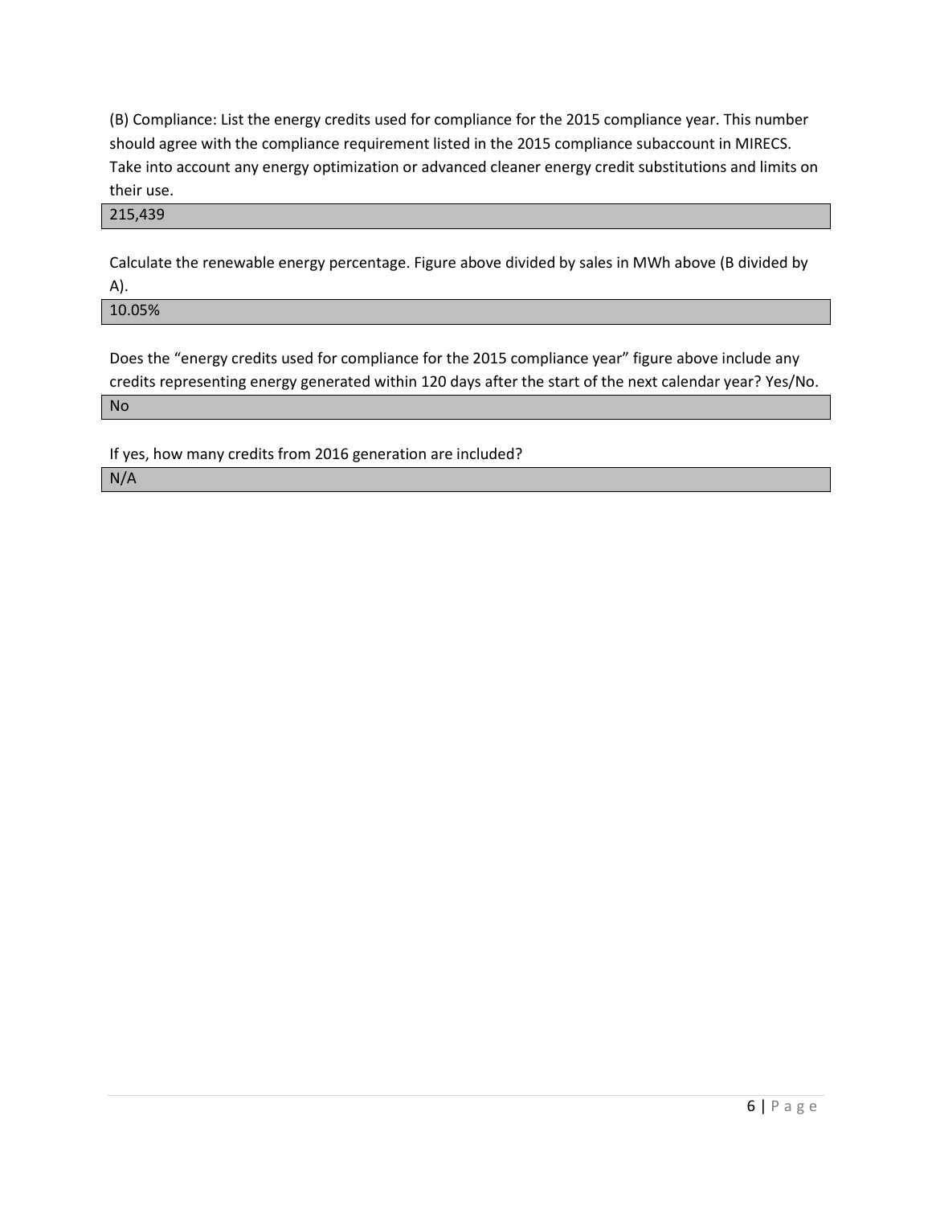(B) Compliance: List the energy credits used for compliance for the 2015 compliance year. This number should agree with the compliance requirement listed in the 2015 compliance subaccount in MIRECS. Take into account any energy optimization or advanced cleaner energy credit substitutions and limits on their use.

| |
|---|
| 215,439 |

Calculate the renewable energy percentage. Figure above divided by sales in MWh above (B divided by A).

| |
|---|
| 10.05% |

Does the "energy credits used for compliance for the 2015 compliance year" figure above include any credits representing energy generated within 120 days after the start of the next calendar year? Yes/No.

| |
|---|
| No |

If yes, how many credits from 2016 generation are included?

| |
|---|
| N/A |